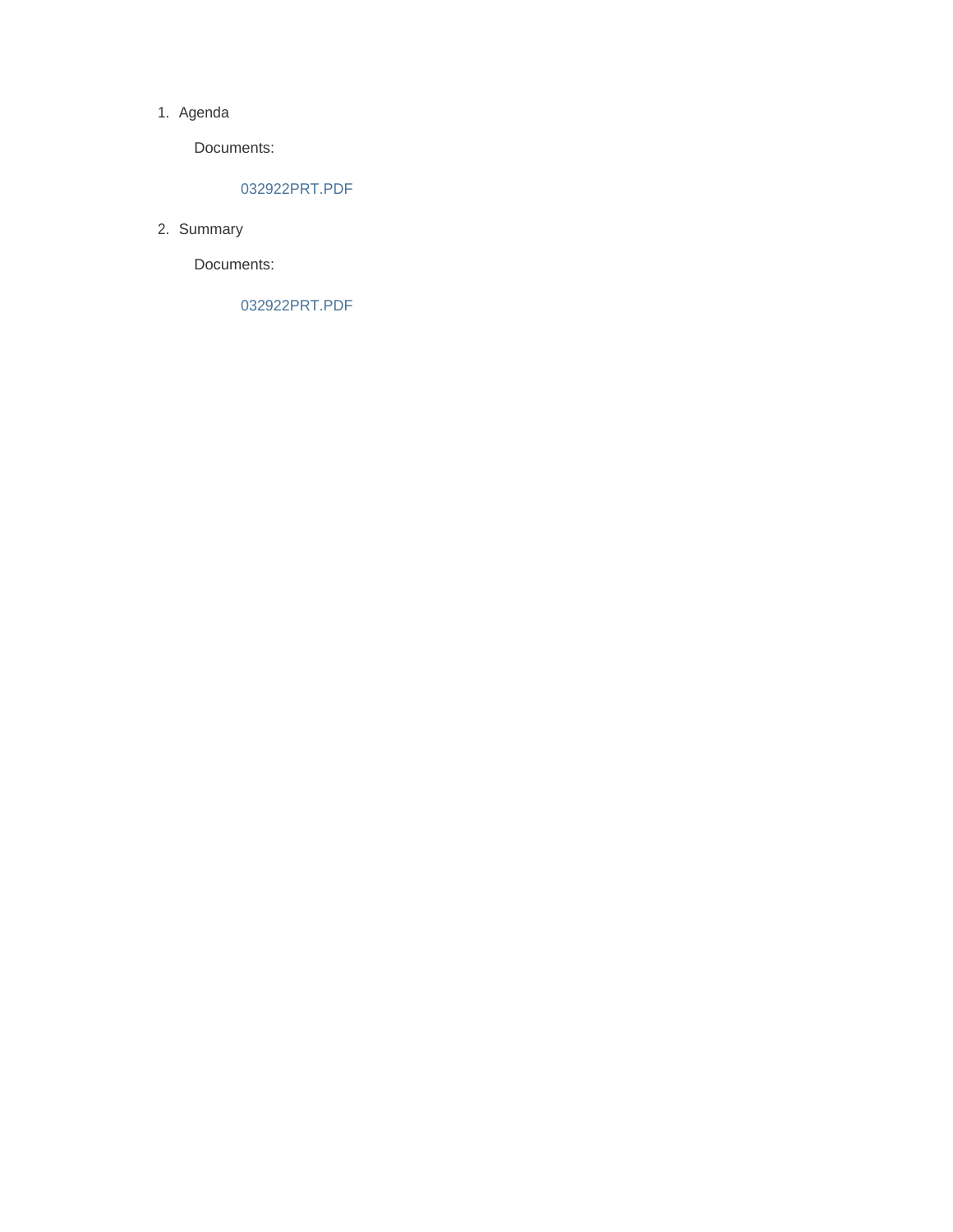1. Agenda

   Documents:

   032922PRT.PDF

2. Summary

   Documents:

   032922PRT.PDF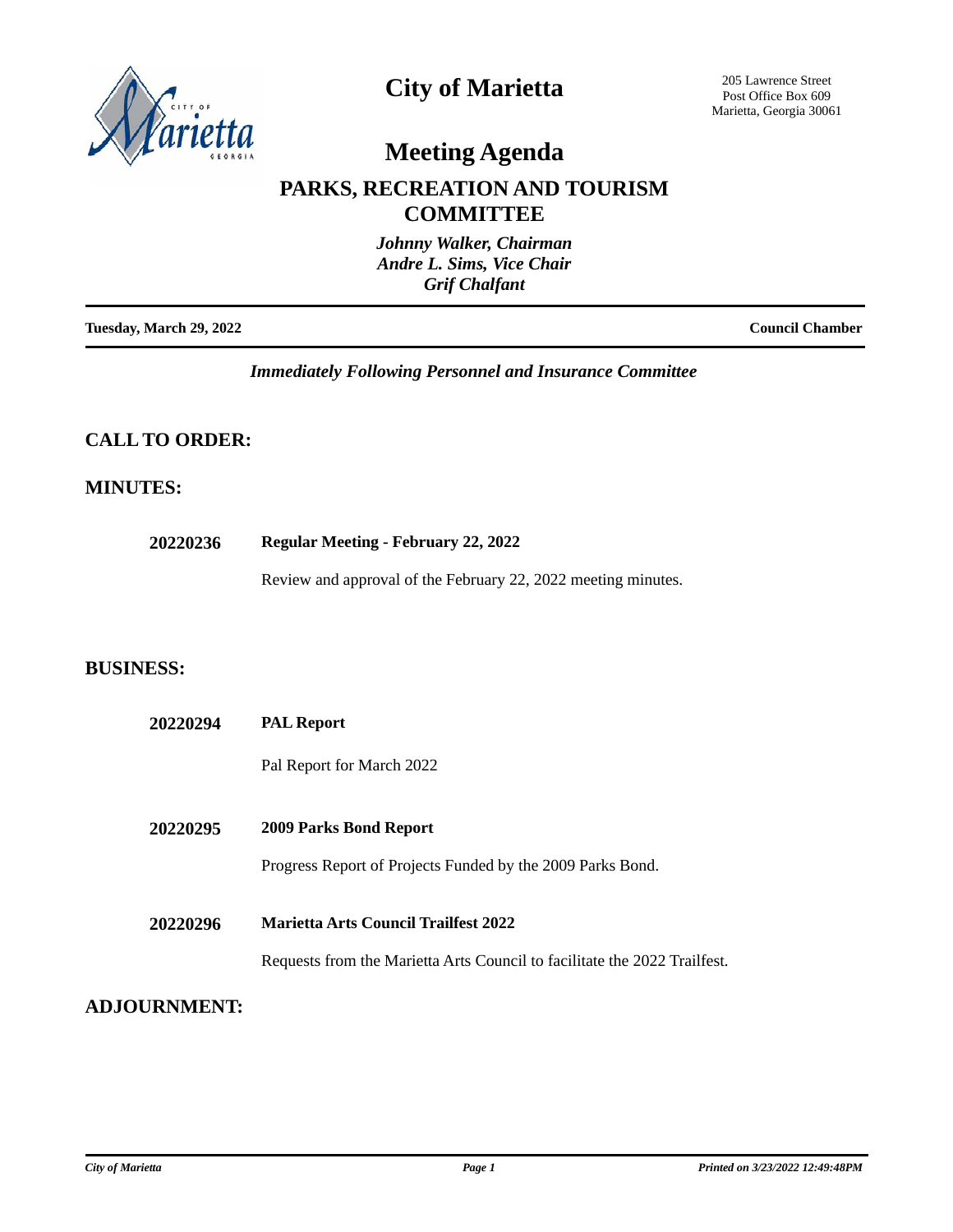# City of Marietta

205 Lawrence Street
Post Office Box 609
Marietta, Georgia 30061

# Meeting Agenda

## PARKS, RECREATION AND TOURISM COMMITTEE

*Johnny Walker, Chairman*
*Andre L. Sims, Vice Chair*
*Grif Chalfant*

**Tuesday, March 29, 2022** **Council Chamber**

*Immediately Following Personnel and Insurance Committee*

## CALL TO ORDER:

## MINUTES:

**20220236** **Regular Meeting - February 22, 2022**

Review and approval of the February 22, 2022 meeting minutes.

## BUSINESS:

**20220294** **PAL Report**

Pal Report for March 2022

**20220295** **2009 Parks Bond Report**

Progress Report of Projects Funded by the 2009 Parks Bond.

**20220296** **Marietta Arts Council Trailfest 2022**

Requests from the Marietta Arts Council to facilitate the 2022 Trailfest.

## ADJOURNMENT: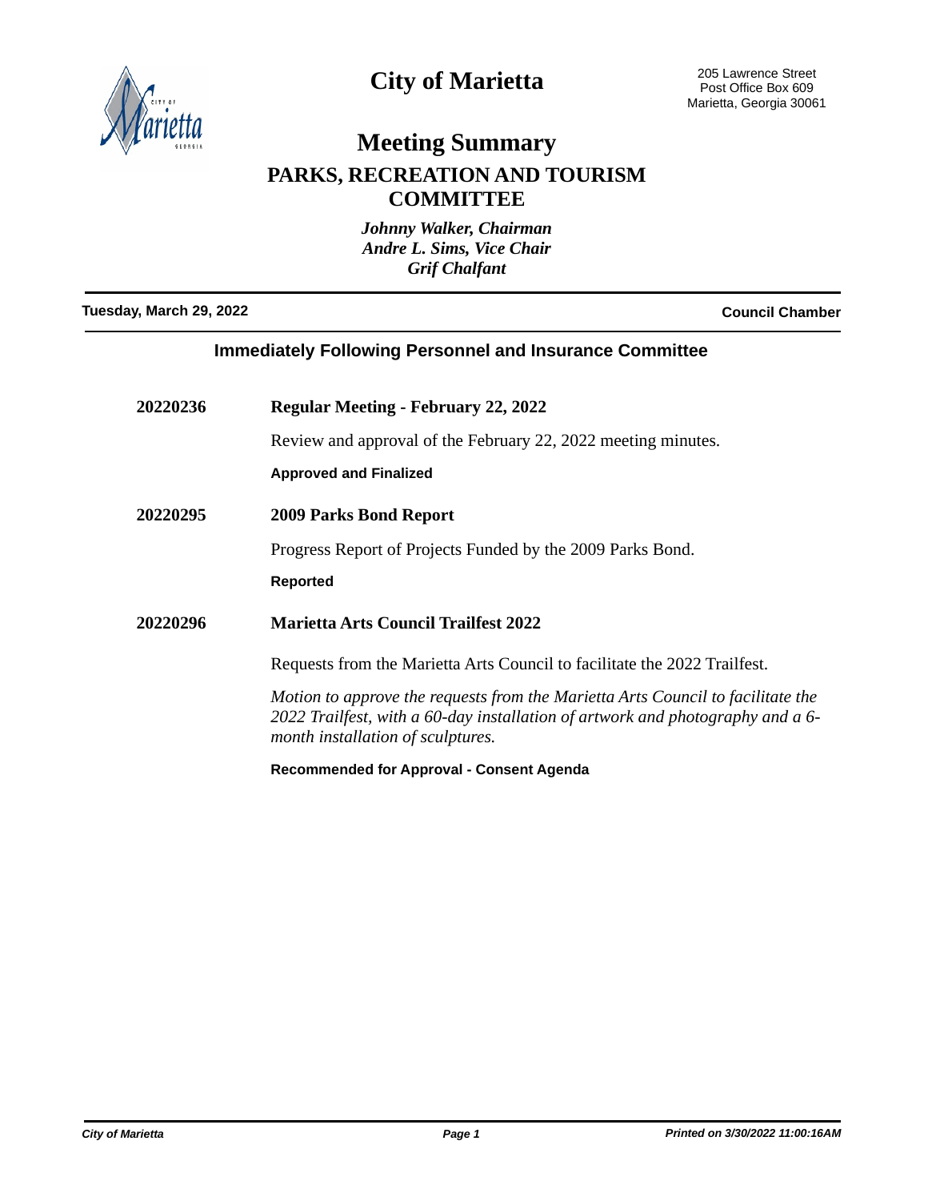# City of Marietta

205 Lawrence Street
Post Office Box 609
Marietta, Georgia 30061

## Meeting Summary

## PARKS, RECREATION AND TOURISM COMMITTEE

*Johnny Walker, Chairman*
*Andre L. Sims, Vice Chair*
*Grif Chalfant*

**Tuesday, March 29, 2022** **Council Chamber**

### Immediately Following Personnel and Insurance Committee

**20220236** **Regular Meeting - February 22, 2022**

Review and approval of the February 22, 2022 meeting minutes.

**Approved and Finalized**

**20220295** **2009 Parks Bond Report**

Progress Report of Projects Funded by the 2009 Parks Bond.

**Reported**

**20220296** **Marietta Arts Council Trailfest 2022**

Requests from the Marietta Arts Council to facilitate the 2022 Trailfest.

*Motion to approve the requests from the Marietta Arts Council to facilitate the 2022 Trailfest, with a 60-day installation of artwork and photography and a 6-month installation of sculptures.*

**Recommended for Approval - Consent Agenda**